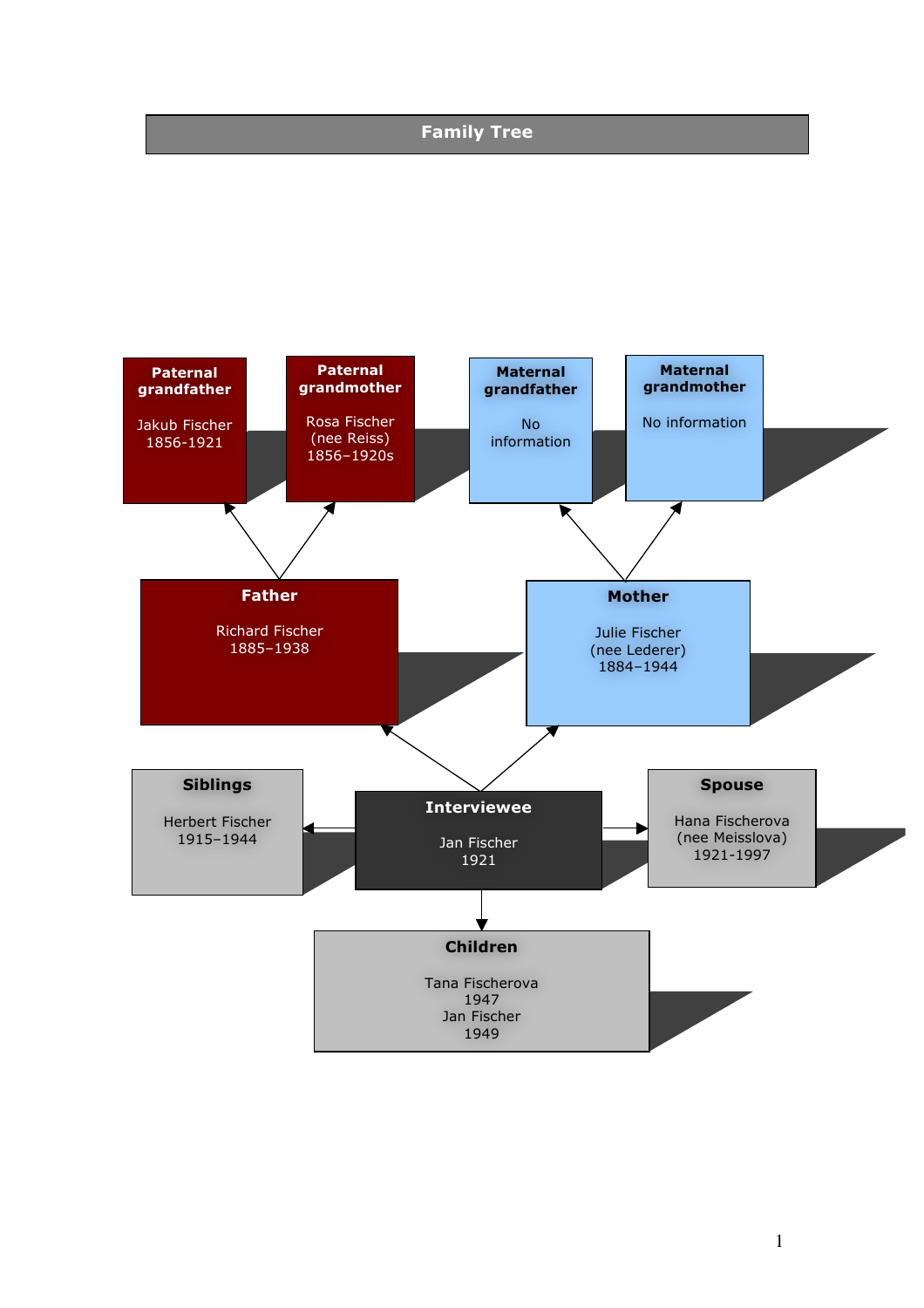# Family Tree

**Paternal grandfather**

Jakub Fischer
1856-1921

**Paternal grandmother**

Rosa Fischer
(nee Reiss)
1856–1920s

**Maternal grandfather**

No information

**Maternal grandmother**

No information

**Father**

Richard Fischer
1885–1938

**Mother**

Julie Fischer
(nee Lederer)
1884–1944

**Siblings**

Herbert Fischer
1915–1944

**Interviewee**

Jan Fischer
1921

**Spouse**

Hana Fischerova
(nee Meisslova)
1921-1997

**Children**

Tana Fischerova
1947
Jan Fischer
1949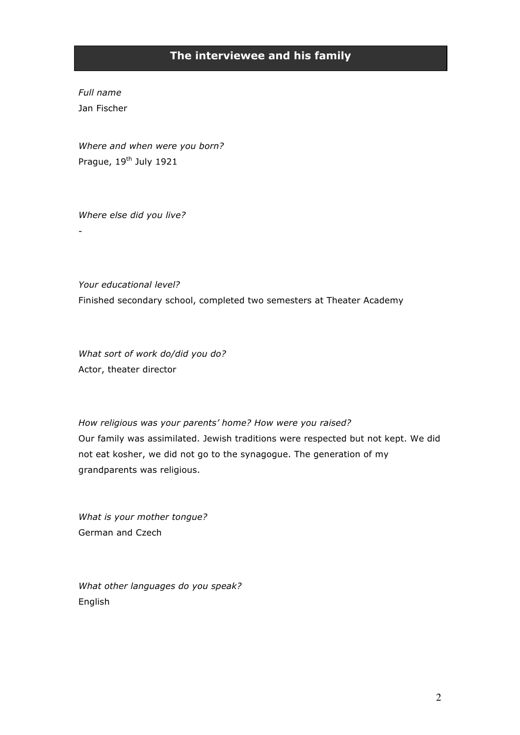## The interviewee and his family

*Full name*

Jan Fischer

*Where and when were you born?*

Prague, 19th July 1921

*Where else did you live?*

-

*Your educational level?*

Finished secondary school, completed two semesters at Theater Academy

*What sort of work do/did you do?*

Actor, theater director

*How religious was your parents' home? How were you raised?*

Our family was assimilated. Jewish traditions were respected but not kept. We did not eat kosher, we did not go to the synagogue. The generation of my grandparents was religious.

*What is your mother tongue?*

German and Czech

*What other languages do you speak?*

English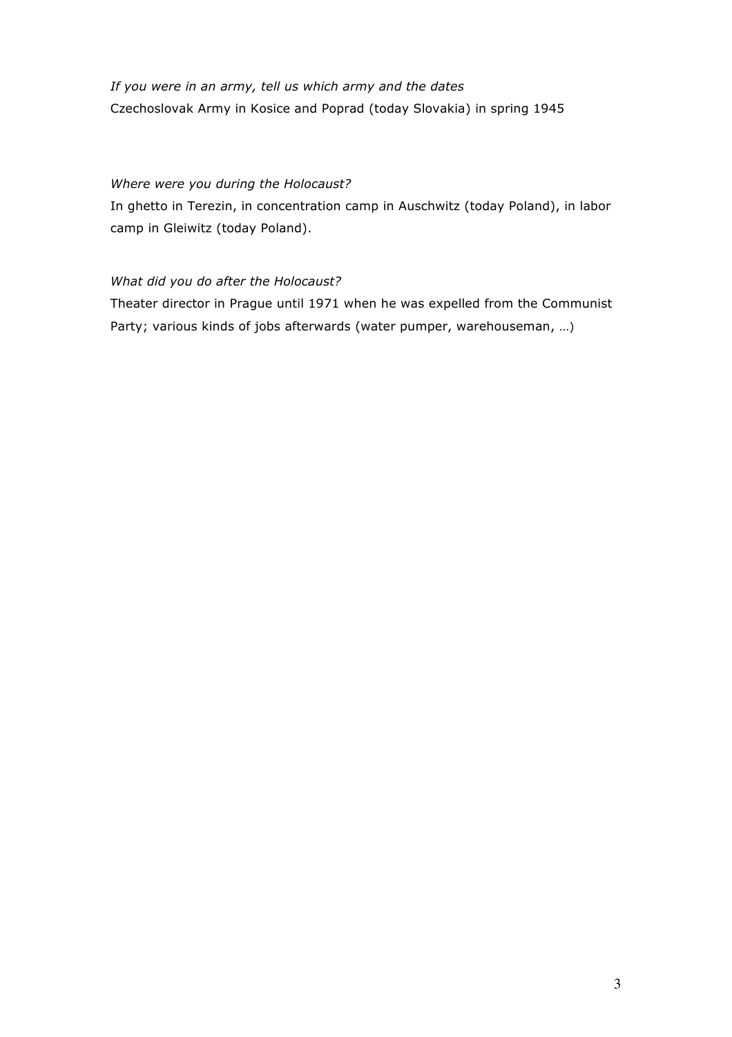*If you were in an army, tell us which army and the dates*
Czechoslovak Army in Kosice and Poprad (today Slovakia) in spring 1945

*Where were you during the Holocaust?*
In ghetto in Terezin, in concentration camp in Auschwitz (today Poland), in labor camp in Gleiwitz (today Poland).

*What did you do after the Holocaust?*
Theater director in Prague until 1971 when he was expelled from the Communist Party; various kinds of jobs afterwards (water pumper, warehouseman, …)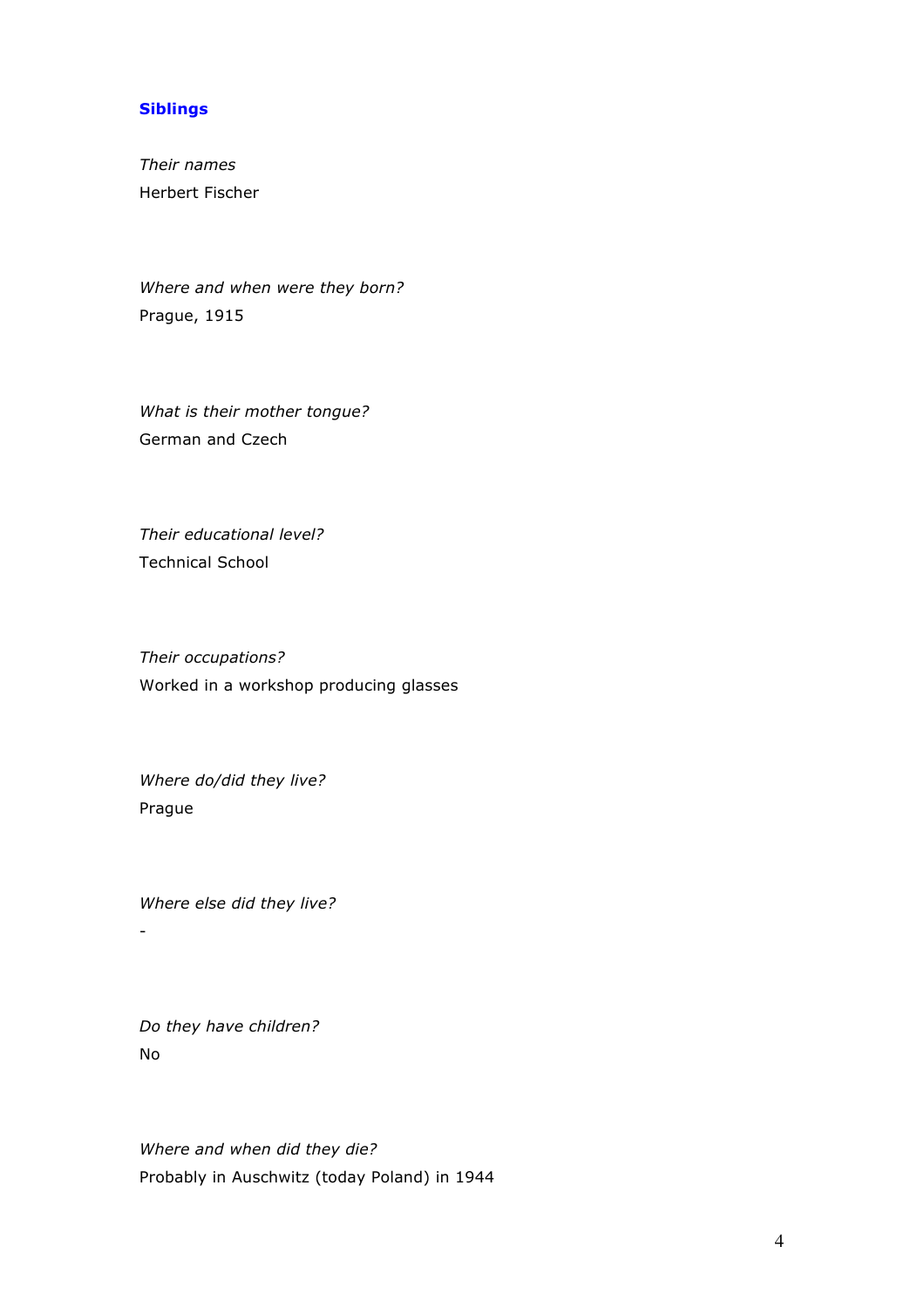### Siblings

*Their names*
Herbert Fischer

*Where and when were they born?*
Prague, 1915

*What is their mother tongue?*
German and Czech

*Their educational level?*
Technical School

*Their occupations?*
Worked in a workshop producing glasses

*Where do/did they live?*
Prague

*Where else did they live?*
-

*Do they have children?*
No

*Where and when did they die?*
Probably in Auschwitz (today Poland) in 1944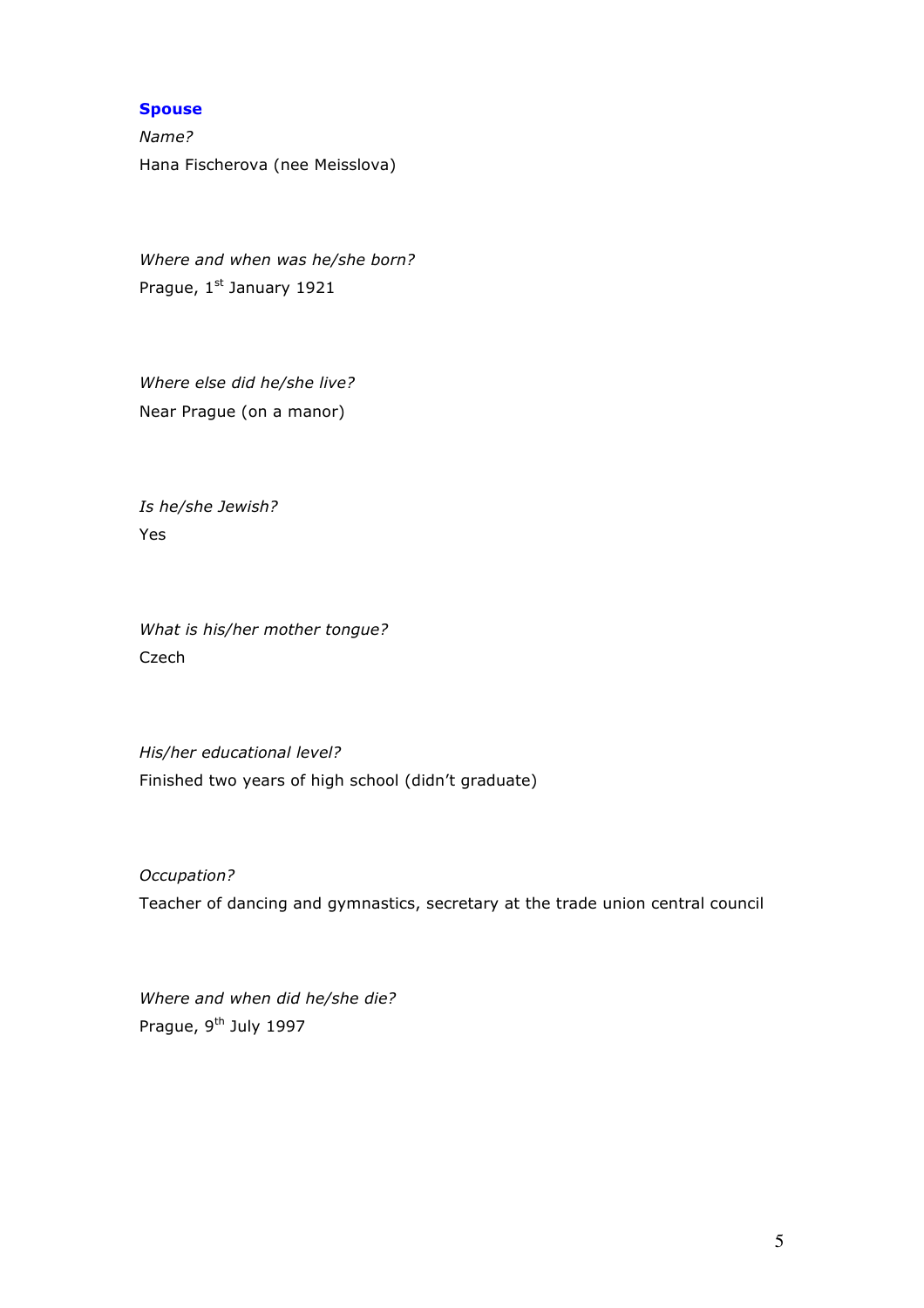### Spouse

*Name?*

Hana Fischerova (nee Meisslova)

*Where and when was he/she born?*

Prague, 1st January 1921

*Where else did he/she live?*

Near Prague (on a manor)

*Is he/she Jewish?*

Yes

*What is his/her mother tongue?*

Czech

*His/her educational level?*

Finished two years of high school (didn't graduate)

*Occupation?*

Teacher of dancing and gymnastics, secretary at the trade union central council

*Where and when did he/she die?*

Prague, 9th July 1997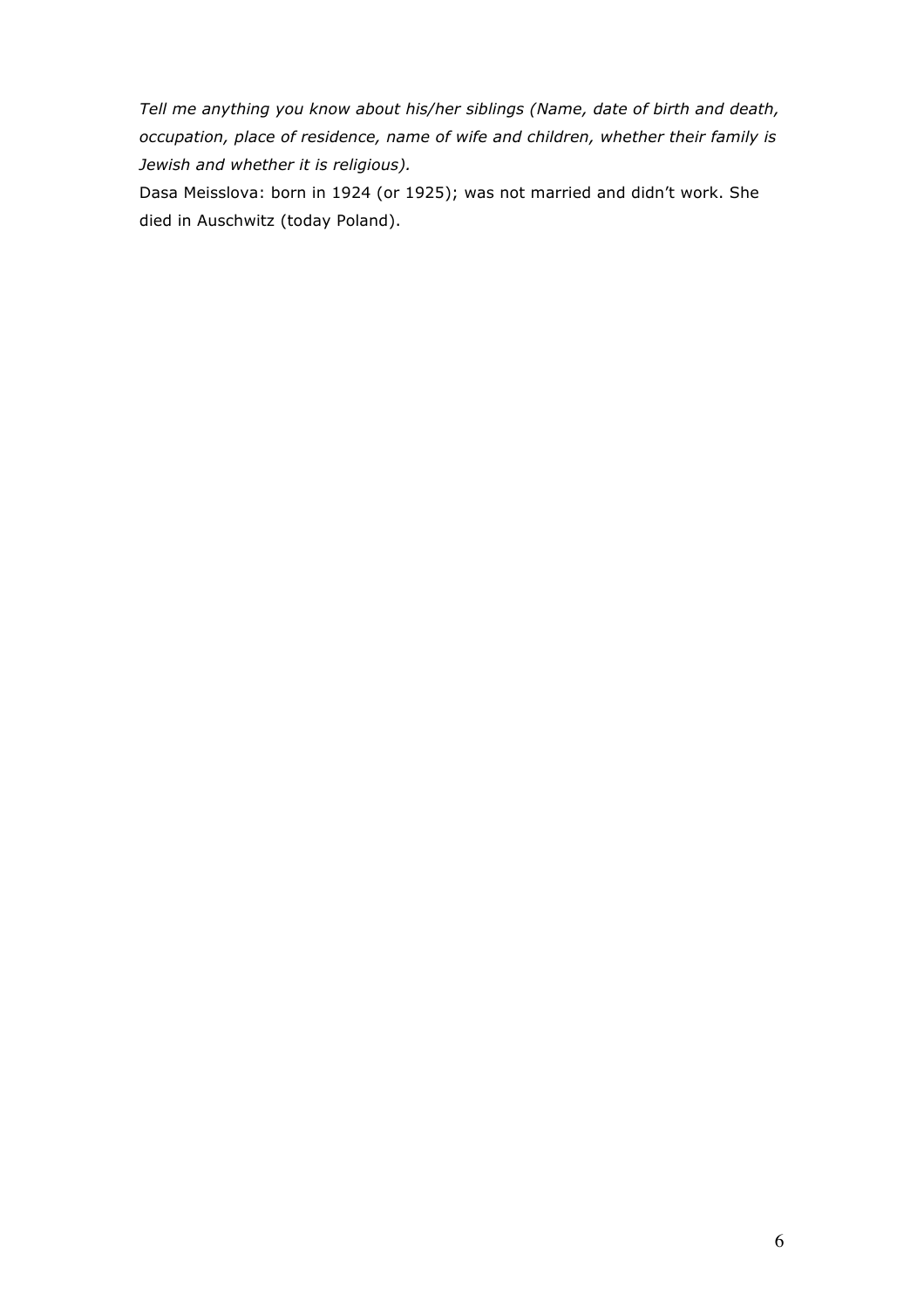*Tell me anything you know about his/her siblings (Name, date of birth and death, occupation, place of residence, name of wife and children, whether their family is Jewish and whether it is religious).*

Dasa Meisslova: born in 1924 (or 1925); was not married and didn't work. She died in Auschwitz (today Poland).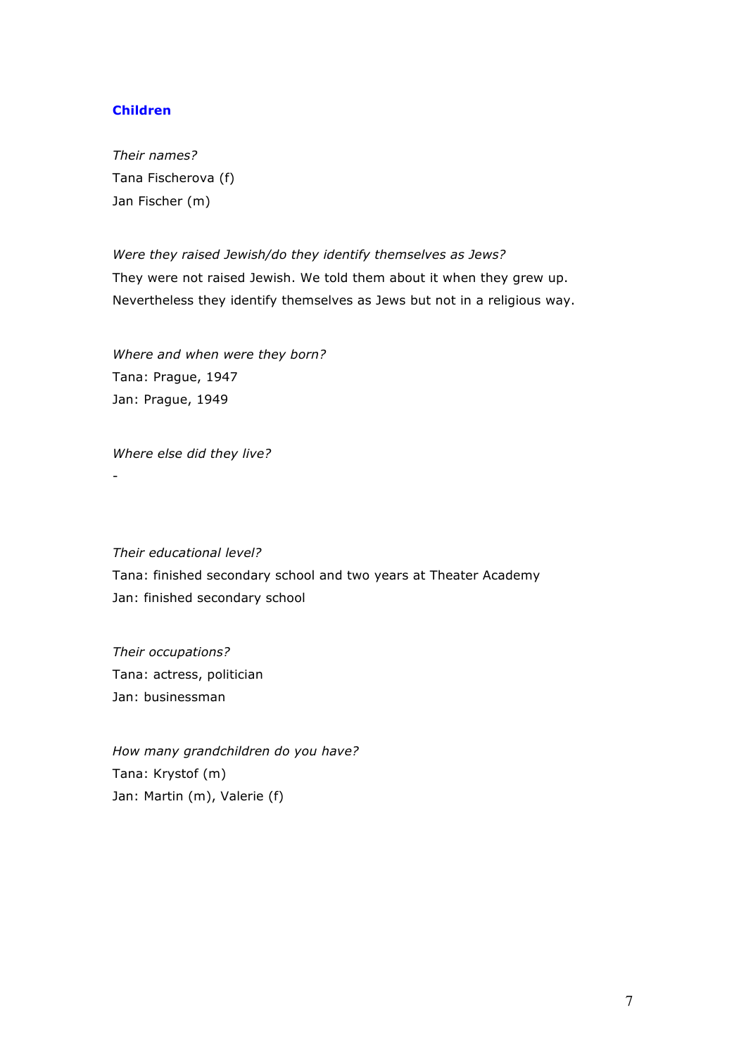## Children

*Their names?*

Tana Fischerova (f)

Jan Fischer (m)

*Were they raised Jewish/do they identify themselves as Jews?*

They were not raised Jewish. We told them about it when they grew up. Nevertheless they identify themselves as Jews but not in a religious way.

*Where and when were they born?*

Tana: Prague, 1947

Jan: Prague, 1949

*Where else did they live?*

-

*Their educational level?*

Tana: finished secondary school and two years at Theater Academy

Jan: finished secondary school

*Their occupations?*

Tana: actress, politician

Jan: businessman

*How many grandchildren do you have?*

Tana: Krystof (m)

Jan: Martin (m), Valerie (f)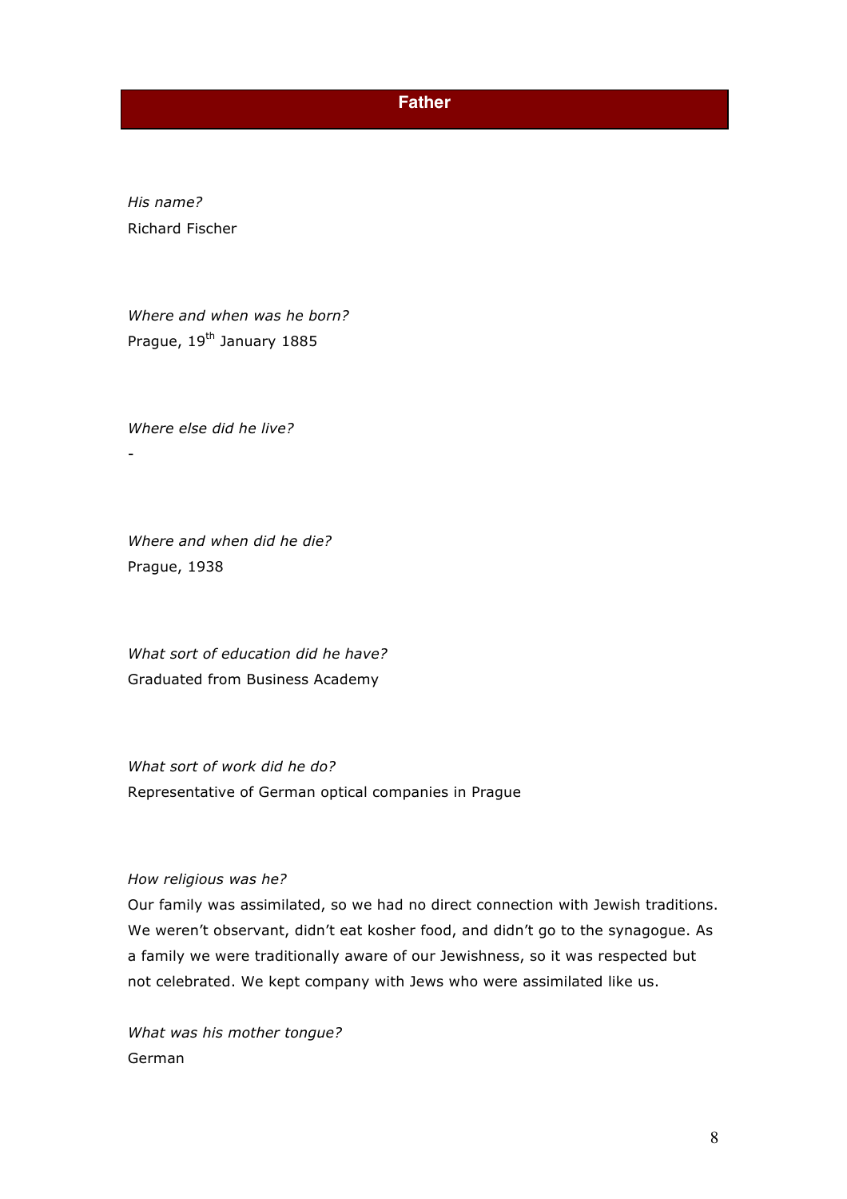## Father

*His name?*
Richard Fischer

*Where and when was he born?*
Prague, 19th January 1885

*Where else did he live?*
-

*Where and when did he die?*
Prague, 1938

*What sort of education did he have?*
Graduated from Business Academy

*What sort of work did he do?*
Representative of German optical companies in Prague

*How religious was he?*
Our family was assimilated, so we had no direct connection with Jewish traditions. We weren't observant, didn't eat kosher food, and didn't go to the synagogue. As a family we were traditionally aware of our Jewishness, so it was respected but not celebrated. We kept company with Jews who were assimilated like us.

*What was his mother tongue?*
German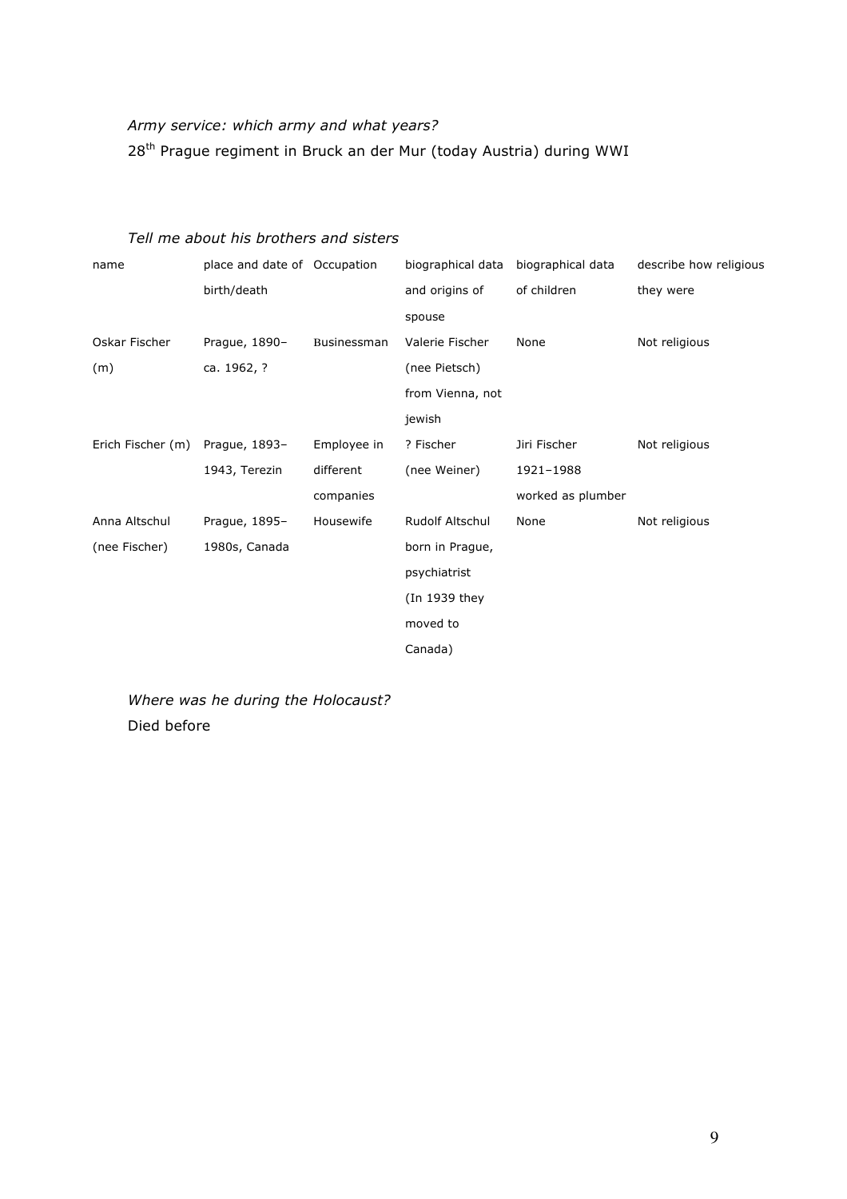*Army service: which army and what years?*

28th Prague regiment in Bruck an der Mur (today Austria) during WWI

*Tell me about his brothers and sisters*

| name | place and date of birth/death | Occupation | biographical data and origins of spouse | biographical data of children | describe how religious they were |
|---|---|---|---|---|---|
| Oskar Fischer (m) | Prague, 1890–ca. 1962, ? | Businessman | Valerie Fischer (nee Pietsch) from Vienna, not jewish | None | Not religious |
| Erich Fischer (m) | Prague, 1893–1943, Terezin | Employee in different companies | ? Fischer (nee Weiner) | Jiri Fischer 1921–1988 worked as plumber | Not religious |
| Anna Altschul (nee Fischer) | Prague, 1895–1980s, Canada | Housewife | Rudolf Altschul born in Prague, psychiatrist (In 1939 they moved to Canada) | None | Not religious |

*Where was he during the Holocaust?*

Died before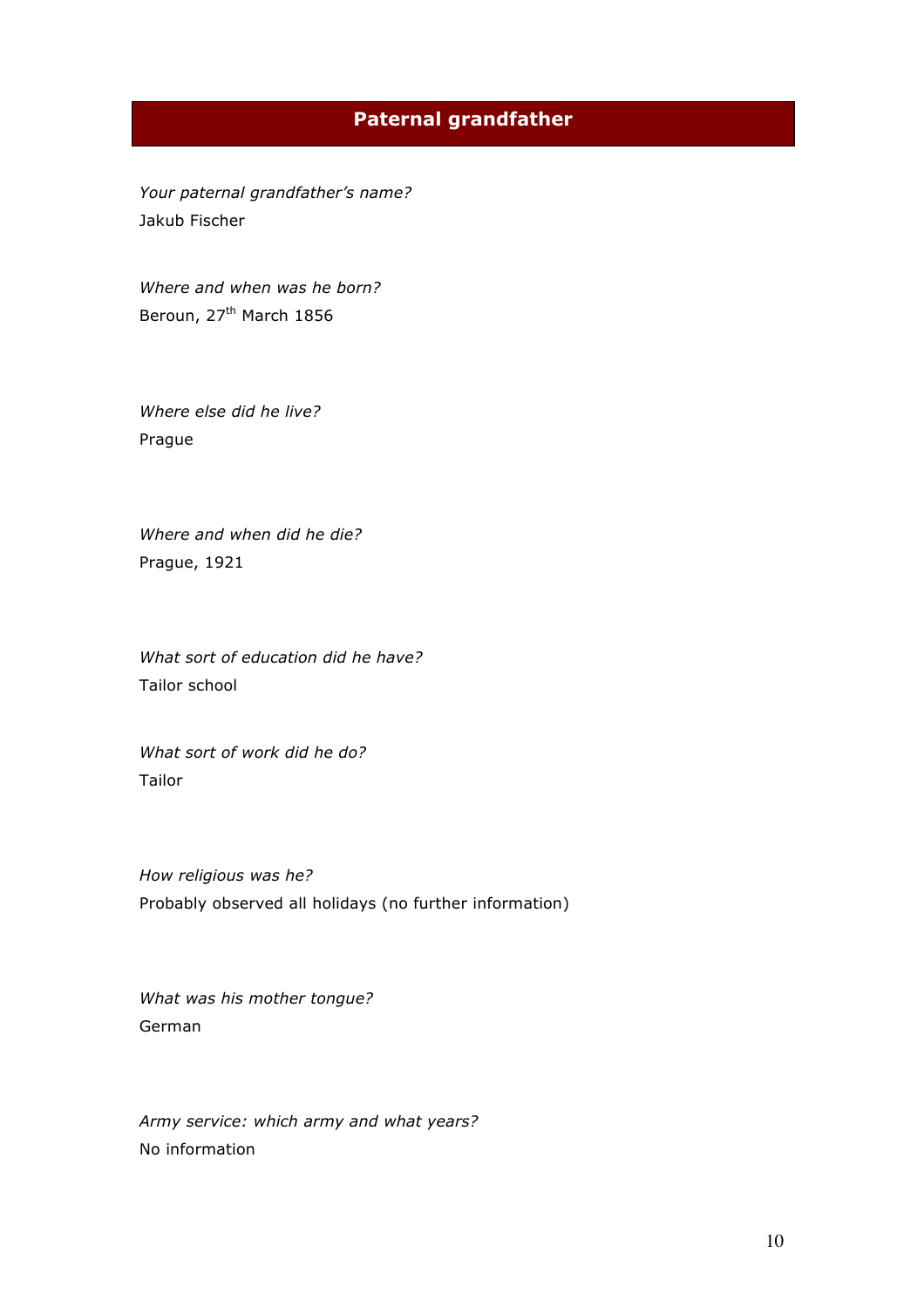## Paternal grandfather

*Your paternal grandfather's name?*
Jakub Fischer

*Where and when was he born?*
Beroun, 27th March 1856

*Where else did he live?*
Prague

*Where and when did he die?*
Prague, 1921

*What sort of education did he have?*
Tailor school

*What sort of work did he do?*
Tailor

*How religious was he?*
Probably observed all holidays (no further information)

*What was his mother tongue?*
German

*Army service: which army and what years?*
No information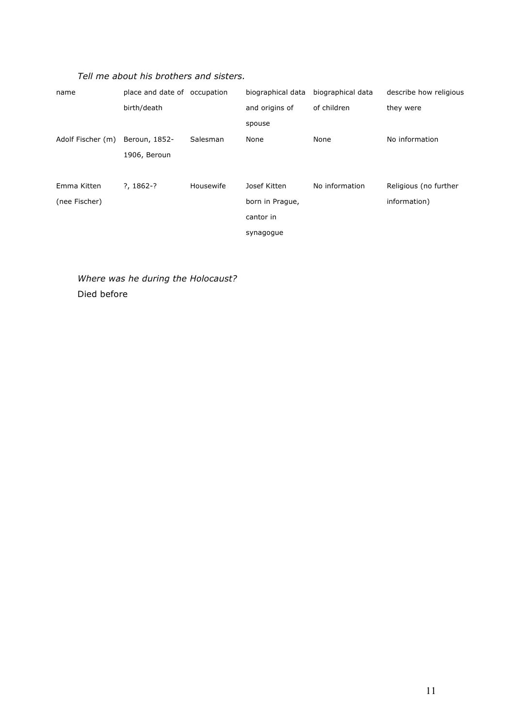*Tell me about his brothers and sisters.*

| name | place and date of birth/death | occupation | biographical data and origins of spouse | biographical data of children | describe how religious they were |
|---|---|---|---|---|---|
| Adolf Fischer (m) | Beroun, 1852-1906, Beroun | Salesman | None | None | No information |
| Emma Kitten (nee Fischer) | ?, 1862-? | Housewife | Josef Kitten born in Prague, cantor in synagogue | No information | Religious (no further information) |

*Where was he during the Holocaust?*

Died before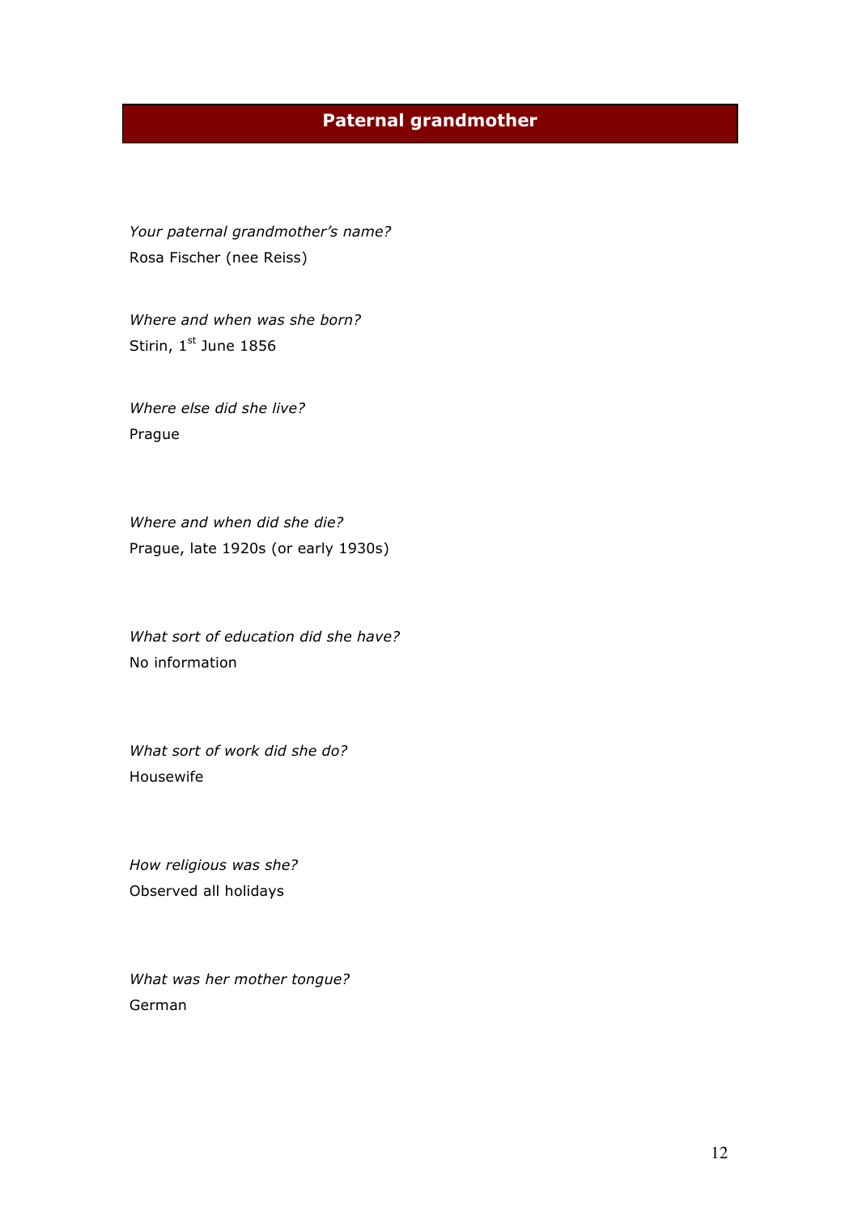## Paternal grandmother

*Your paternal grandmother's name?*
Rosa Fischer (nee Reiss)

*Where and when was she born?*
Stirin, 1st June 1856

*Where else did she live?*
Prague

*Where and when did she die?*
Prague, late 1920s (or early 1930s)

*What sort of education did she have?*
No information

*What sort of work did she do?*
Housewife

*How religious was she?*
Observed all holidays

*What was her mother tongue?*
German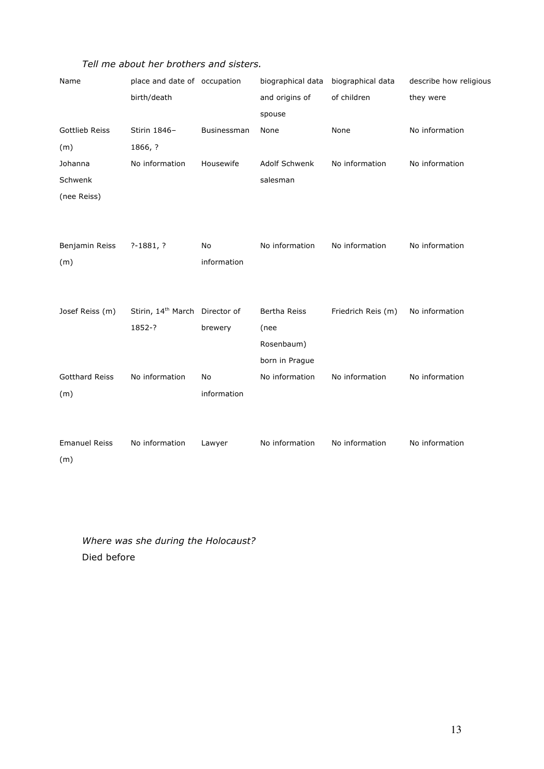*Tell me about her brothers and sisters.*

| Name | place and date of birth/death | occupation | biographical data and origins of spouse | biographical data of children | describe how religious they were |
|---|---|---|---|---|---|
| Gottlieb Reiss (m) | Stirin 1846–1866, ? | Businessman | None | None | No information |
| Johanna Schwenk (nee Reiss) | No information | Housewife | Adolf Schwenk salesman | No information | No information |
| Benjamin Reiss (m) | ?-1881, ? | No information | No information | No information | No information |
| Josef Reiss (m) | Stirin, 14th March 1852-? | Director of brewery | Bertha Reiss (nee Rosenbaum) born in Prague | Friedrich Reis (m) | No information |
| Gotthard Reiss (m) | No information | No information | No information | No information | No information |
| Emanuel Reiss (m) | No information | Lawyer | No information | No information | No information |

*Where was she during the Holocaust?*

Died before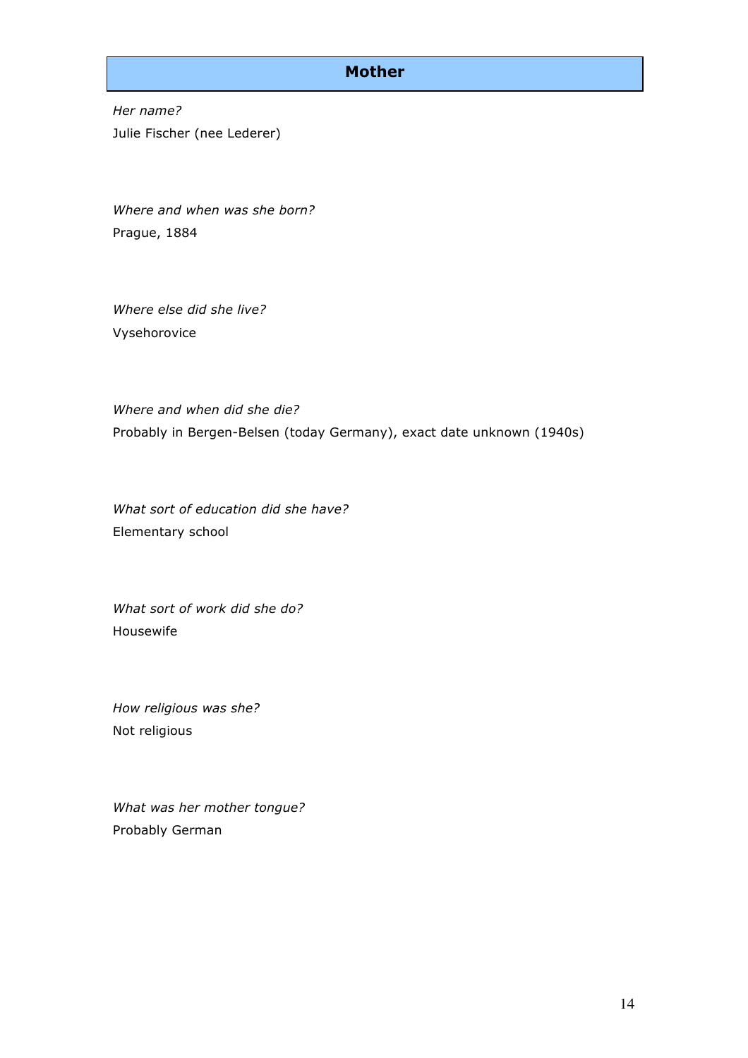## Mother

*Her name?*

Julie Fischer (nee Lederer)

*Where and when was she born?*

Prague, 1884

*Where else did she live?*

Vysehorovice

*Where and when did she die?*

Probably in Bergen-Belsen (today Germany), exact date unknown (1940s)

*What sort of education did she have?*

Elementary school

*What sort of work did she do?*

Housewife

*How religious was she?*

Not religious

*What was her mother tongue?*

Probably German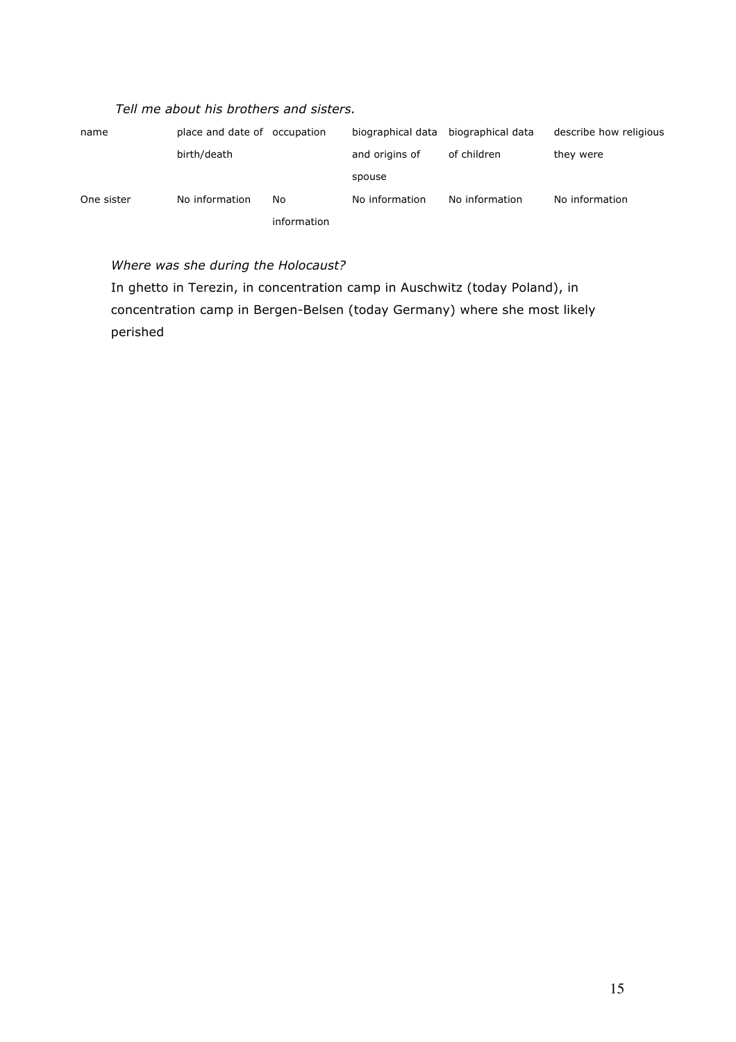*Tell me about his brothers and sisters.*

| name | place and date of birth/death | occupation | biographical data and origins of spouse | biographical data of children | describe how religious they were |
|---|---|---|---|---|---|
| One sister | No information | No information | No information | No information | No information |

*Where was she during the Holocaust?*

In ghetto in Terezin, in concentration camp in Auschwitz (today Poland), in concentration camp in Bergen-Belsen (today Germany) where she most likely perished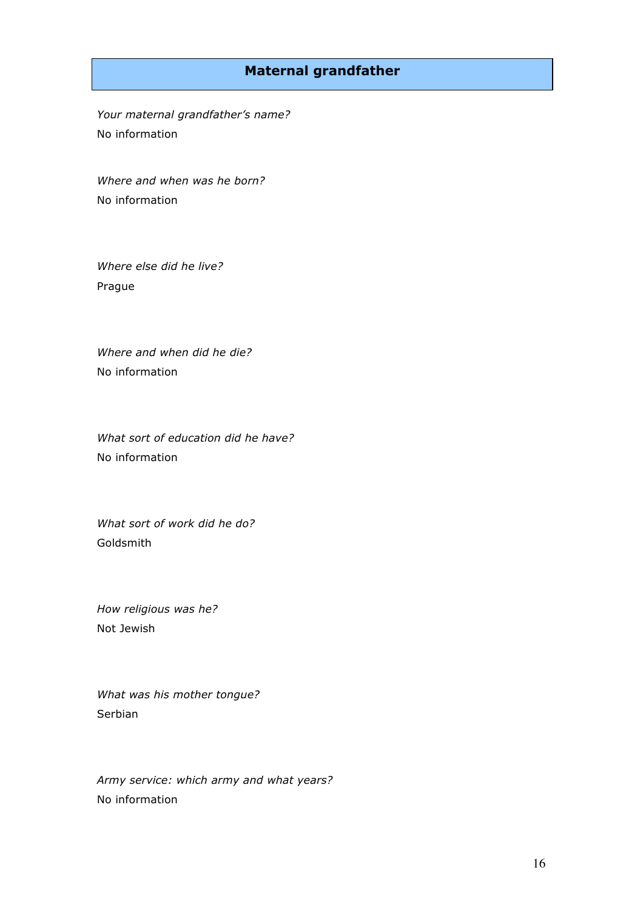## Maternal grandfather

*Your maternal grandfather's name?*
No information

*Where and when was he born?*
No information

*Where else did he live?*
Prague

*Where and when did he die?*
No information

*What sort of education did he have?*
No information

*What sort of work did he do?*
Goldsmith

*How religious was he?*
Not Jewish

*What was his mother tongue?*
Serbian

*Army service: which army and what years?*
No information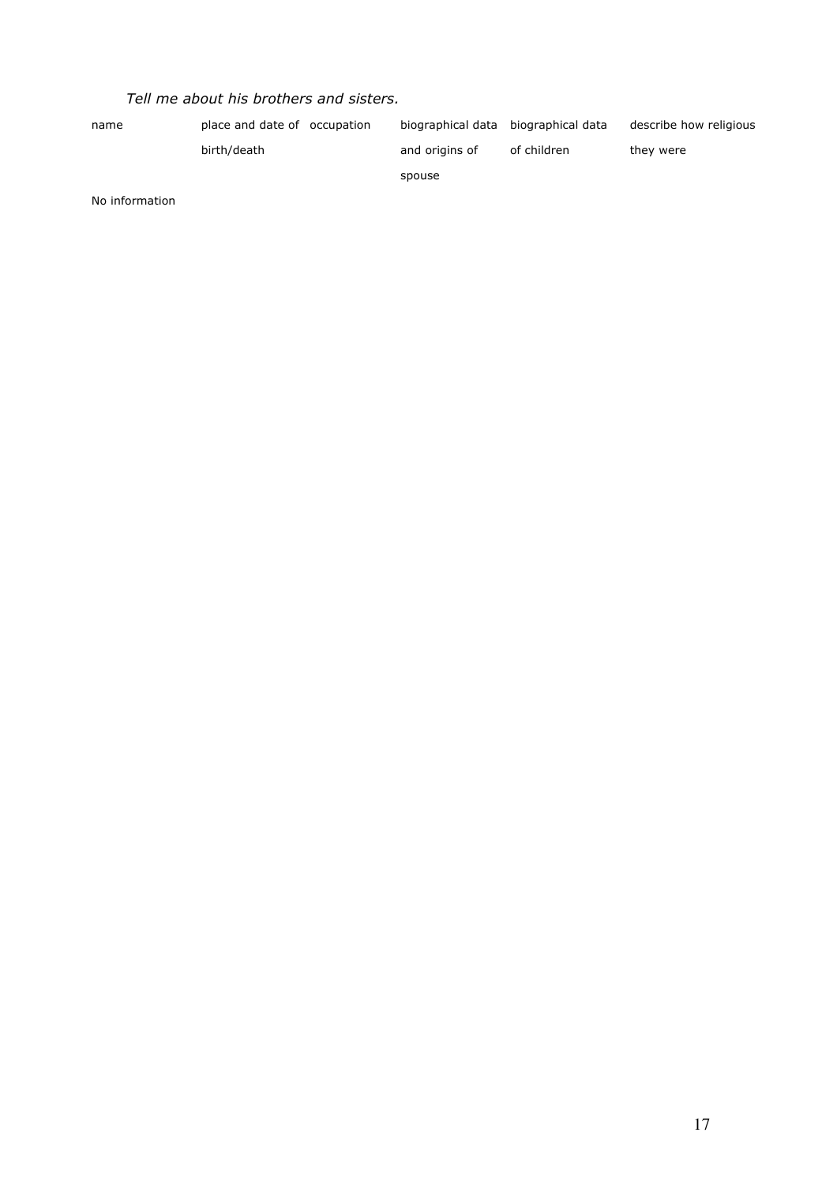*Tell me about his brothers and sisters.*

| name | place and date of birth/death | occupation | biographical data and origins of spouse | biographical data of children | describe how religious they were |
|---|---|---|---|---|---|
| No information | | | | | |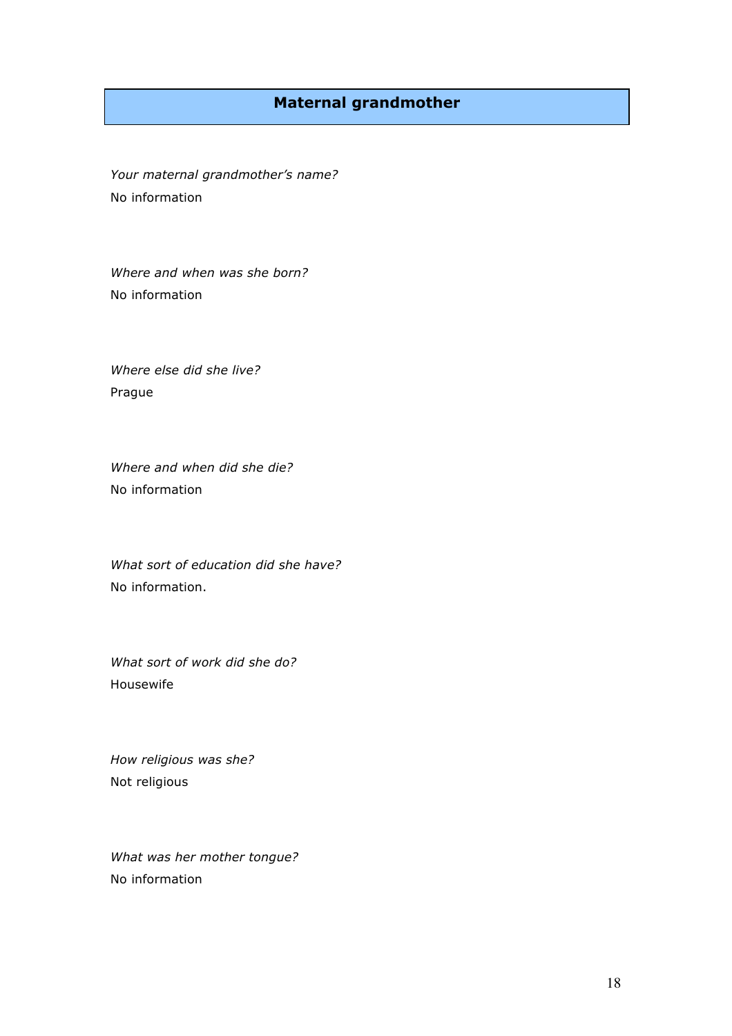## Maternal grandmother

*Your maternal grandmother's name?*

No information

*Where and when was she born?*

No information

*Where else did she live?*

Prague

*Where and when did she die?*

No information

*What sort of education did she have?*

No information.

*What sort of work did she do?*

Housewife

*How religious was she?*

Not religious

*What was her mother tongue?*

No information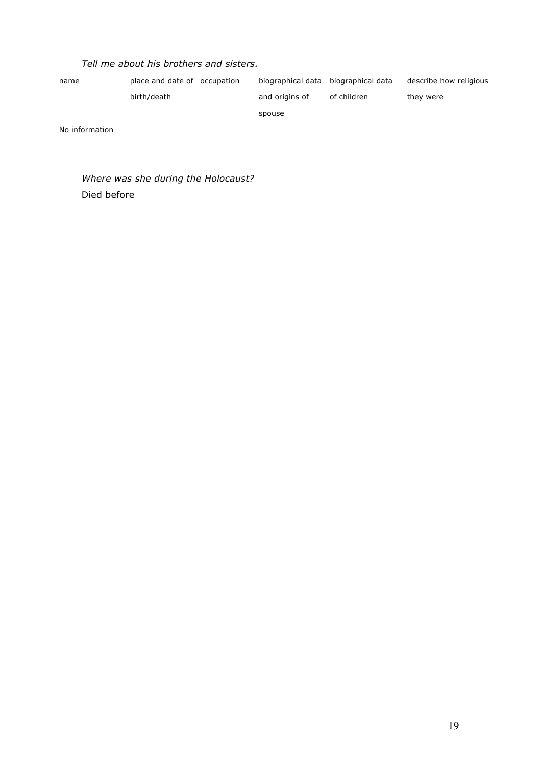*Tell me about his brothers and sisters.*

| name | place and date of birth/death | occupation | biographical data and origins of spouse | biographical data of children | describe how religious they were |
|---|---|---|---|---|---|
| No information | | | | | |

*Where was she during the Holocaust?*

Died before